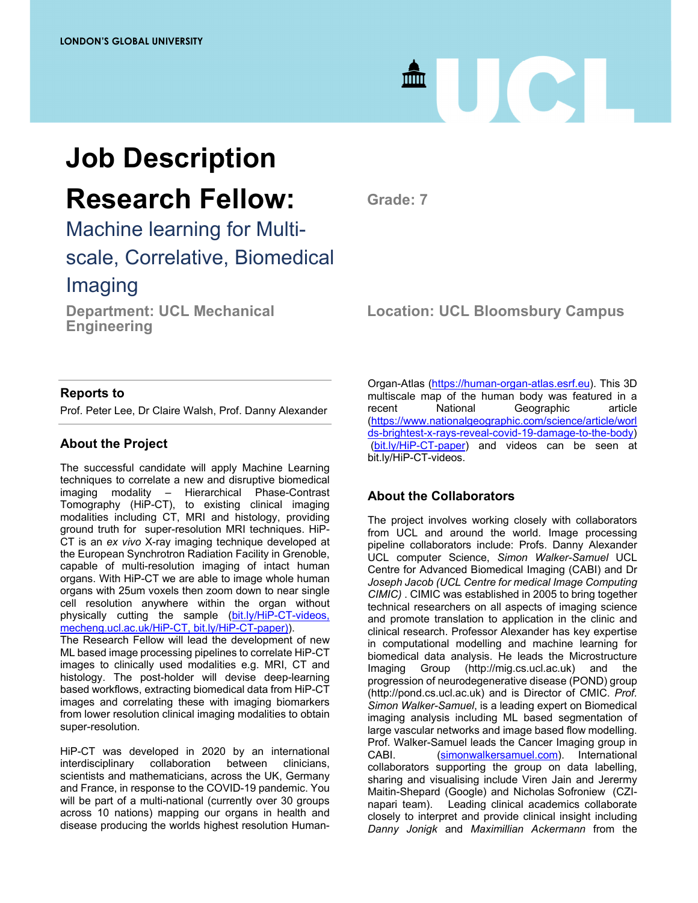LONDON'S GLOBAL UNIVERSITY

# Job Description

# Research Fellow:

## Machine learning for Multi-scale, Correlative, Biomedical Imaging

**Grade: 7**

**Department: UCL Mechanical Engineering**

**Location: UCL Bloomsbury Campus**

### Reports to

Prof. Peter Lee, Dr Claire Walsh, Prof. Danny Alexander

### About the Project

The successful candidate will apply Machine Learning techniques to correlate a new and disruptive biomedical imaging modality – Hierarchical Phase-Contrast Tomography (HiP-CT), to existing clinical imaging modalities including CT, MRI and histology, providing ground truth for super-resolution MRI techniques. HiP-CT is an *ex vivo* X-ray imaging technique developed at the European Synchrotron Radiation Facility in Grenoble, capable of multi-resolution imaging of intact human organs. With HiP-CT we are able to image whole human organs with 25um voxels then zoom down to near single cell resolution anywhere within the organ without physically cutting the sample (bit.ly/HiP-CT-videos, mecheng.ucl.ac.uk/HiP-CT, bit.ly/HiP-CT-paper)).
The Research Fellow will lead the development of new ML based image processing pipelines to correlate HiP-CT images to clinically used modalities e.g. MRI, CT and histology. The post-holder will devise deep-learning based workflows, extracting biomedical data from HiP-CT images and correlating these with imaging biomarkers from lower resolution clinical imaging modalities to obtain super-resolution.

HiP-CT was developed in 2020 by an international interdisciplinary collaboration between clinicians, scientists and mathematicians, across the UK, Germany and France, in response to the COVID-19 pandemic. You will be part of a multi-national (currently over 30 groups across 10 nations) mapping our organs in health and disease producing the worlds highest resolution Human-Organ-Atlas (https://human-organ-atlas.esrf.eu). This 3D multiscale map of the human body was featured in a recent National Geographic article (https://www.nationalgeographic.com/science/article/worlds-brightest-x-rays-reveal-covid-19-damage-to-the-body) (bit.ly/HiP-CT-paper) and videos can be seen at bit.ly/HiP-CT-videos.

### About the Collaborators

The project involves working closely with collaborators from UCL and around the world. Image processing pipeline collaborators include: Profs. Danny Alexander UCL computer Science, *Simon Walker-Samuel* UCL Centre for Advanced Biomedical Imaging (CABI) and Dr *Joseph Jacob (UCL Centre for medical Image Computing CIMIC)* . CIMIC was established in 2005 to bring together technical researchers on all aspects of imaging science and promote translation to application in the clinic and clinical research. Professor Alexander has key expertise in computational modelling and machine learning for biomedical data analysis. He leads the Microstructure Imaging Group (http://mig.cs.ucl.ac.uk) and the progression of neurodegenerative disease (POND) group (http://pond.cs.ucl.ac.uk) and is Director of CMIC. *Prof. Simon Walker-Samuel*, is a leading expert on Biomedical imaging analysis including ML based segmentation of large vascular networks and image based flow modelling. Prof. Walker-Samuel leads the Cancer Imaging group in CABI. (simonwalkersamuel.com). International collaborators supporting the group on data labelling, sharing and visualising include Viren Jain and Jerermy Maitin-Shepard (Google) and Nicholas Sofroniew (CZI-napari team). Leading clinical academics collaborate closely to interpret and provide clinical insight including *Danny Jonigk* and *Maximillian Ackermann* from the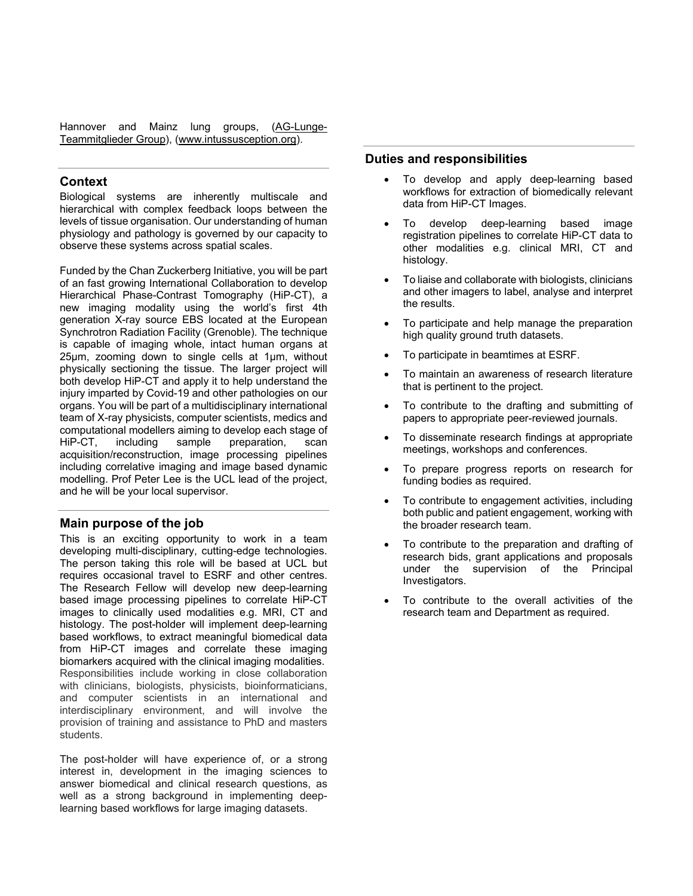Hannover and Mainz lung groups, (AG-Lunge-Teammitglieder Group), (www.intussusception.org).

## Context

Biological systems are inherently multiscale and hierarchical with complex feedback loops between the levels of tissue organisation. Our understanding of human physiology and pathology is governed by our capacity to observe these systems across spatial scales.

Funded by the Chan Zuckerberg Initiative, you will be part of an fast growing International Collaboration to develop Hierarchical Phase-Contrast Tomography (HiP-CT), a new imaging modality using the world's first 4th generation X-ray source EBS located at the European Synchrotron Radiation Facility (Grenoble). The technique is capable of imaging whole, intact human organs at 25µm, zooming down to single cells at 1µm, without physically sectioning the tissue. The larger project will both develop HiP-CT and apply it to help understand the injury imparted by Covid-19 and other pathologies on our organs. You will be part of a multidisciplinary international team of X-ray physicists, computer scientists, medics and computational modellers aiming to develop each stage of HiP-CT, including sample preparation, scan acquisition/reconstruction, image processing pipelines including correlative imaging and image based dynamic modelling. Prof Peter Lee is the UCL lead of the project, and he will be your local supervisor.

## Main purpose of the job

This is an exciting opportunity to work in a team developing multi-disciplinary, cutting-edge technologies. The person taking this role will be based at UCL but requires occasional travel to ESRF and other centres. The Research Fellow will develop new deep-learning based image processing pipelines to correlate HiP-CT images to clinically used modalities e.g. MRI, CT and histology. The post-holder will implement deep-learning based workflows, to extract meaningful biomedical data from HiP-CT images and correlate these imaging biomarkers acquired with the clinical imaging modalities. Responsibilities include working in close collaboration with clinicians, biologists, physicists, bioinformaticians, and computer scientists in an international and interdisciplinary environment, and will involve the provision of training and assistance to PhD and masters students.

The post-holder will have experience of, or a strong interest in, development in the imaging sciences to answer biomedical and clinical research questions, as well as a strong background in implementing deep-learning based workflows for large imaging datasets.

## Duties and responsibilities

- To develop and apply deep-learning based workflows for extraction of biomedically relevant data from HiP-CT Images.
- To develop deep-learning based image registration pipelines to correlate HiP-CT data to other modalities e.g. clinical MRI, CT and histology.
- To liaise and collaborate with biologists, clinicians and other imagers to label, analyse and interpret the results.
- To participate and help manage the preparation high quality ground truth datasets.
- To participate in beamtimes at ESRF.
- To maintain an awareness of research literature that is pertinent to the project.
- To contribute to the drafting and submitting of papers to appropriate peer-reviewed journals.
- To disseminate research findings at appropriate meetings, workshops and conferences.
- To prepare progress reports on research for funding bodies as required.
- To contribute to engagement activities, including both public and patient engagement, working with the broader research team.
- To contribute to the preparation and drafting of research bids, grant applications and proposals under the supervision of the Principal Investigators.
- To contribute to the overall activities of the research team and Department as required.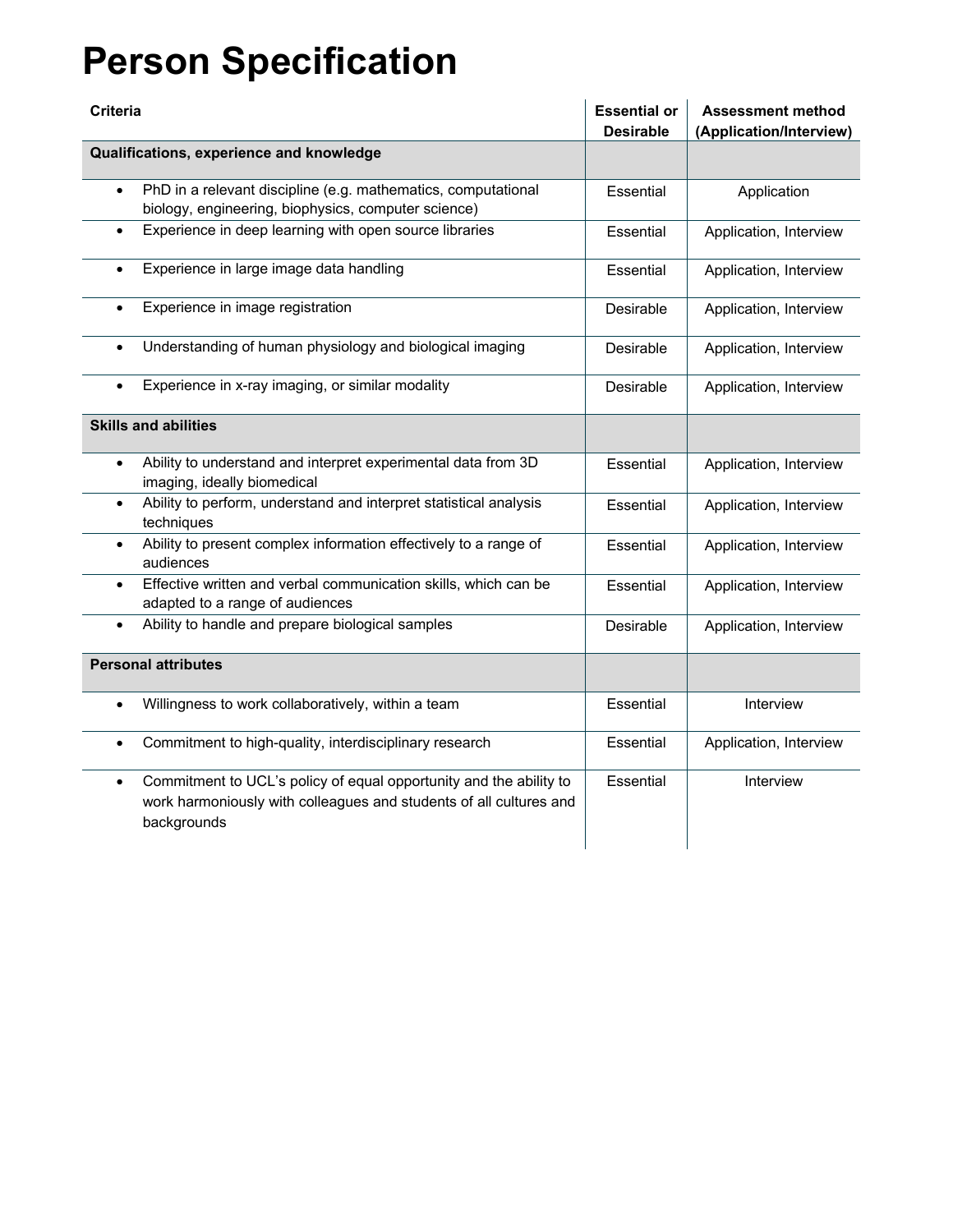# Person Specification

| Criteria | Essential or Desirable | Assessment method (Application/Interview) |
|---|---|---|
| **Qualifications, experience and knowledge** | | |
| • PhD in a relevant discipline (e.g. mathematics, computational biology, engineering, biophysics, computer science) | Essential | Application |
| • Experience in deep learning with open source libraries | Essential | Application, Interview |
| • Experience in large image data handling | Essential | Application, Interview |
| • Experience in image registration | Desirable | Application, Interview |
| • Understanding of human physiology and biological imaging | Desirable | Application, Interview |
| • Experience in x-ray imaging, or similar modality | Desirable | Application, Interview |
| **Skills and abilities** | | |
| • Ability to understand and interpret experimental data from 3D imaging, ideally biomedical | Essential | Application, Interview |
| • Ability to perform, understand and interpret statistical analysis techniques | Essential | Application, Interview |
| • Ability to present complex information effectively to a range of audiences | Essential | Application, Interview |
| • Effective written and verbal communication skills, which can be adapted to a range of audiences | Essential | Application, Interview |
| • Ability to handle and prepare biological samples | Desirable | Application, Interview |
| **Personal attributes** | | |
| • Willingness to work collaboratively, within a team | Essential | Interview |
| • Commitment to high-quality, interdisciplinary research | Essential | Application, Interview |
| • Commitment to UCL's policy of equal opportunity and the ability to work harmoniously with colleagues and students of all cultures and backgrounds | Essential | Interview |